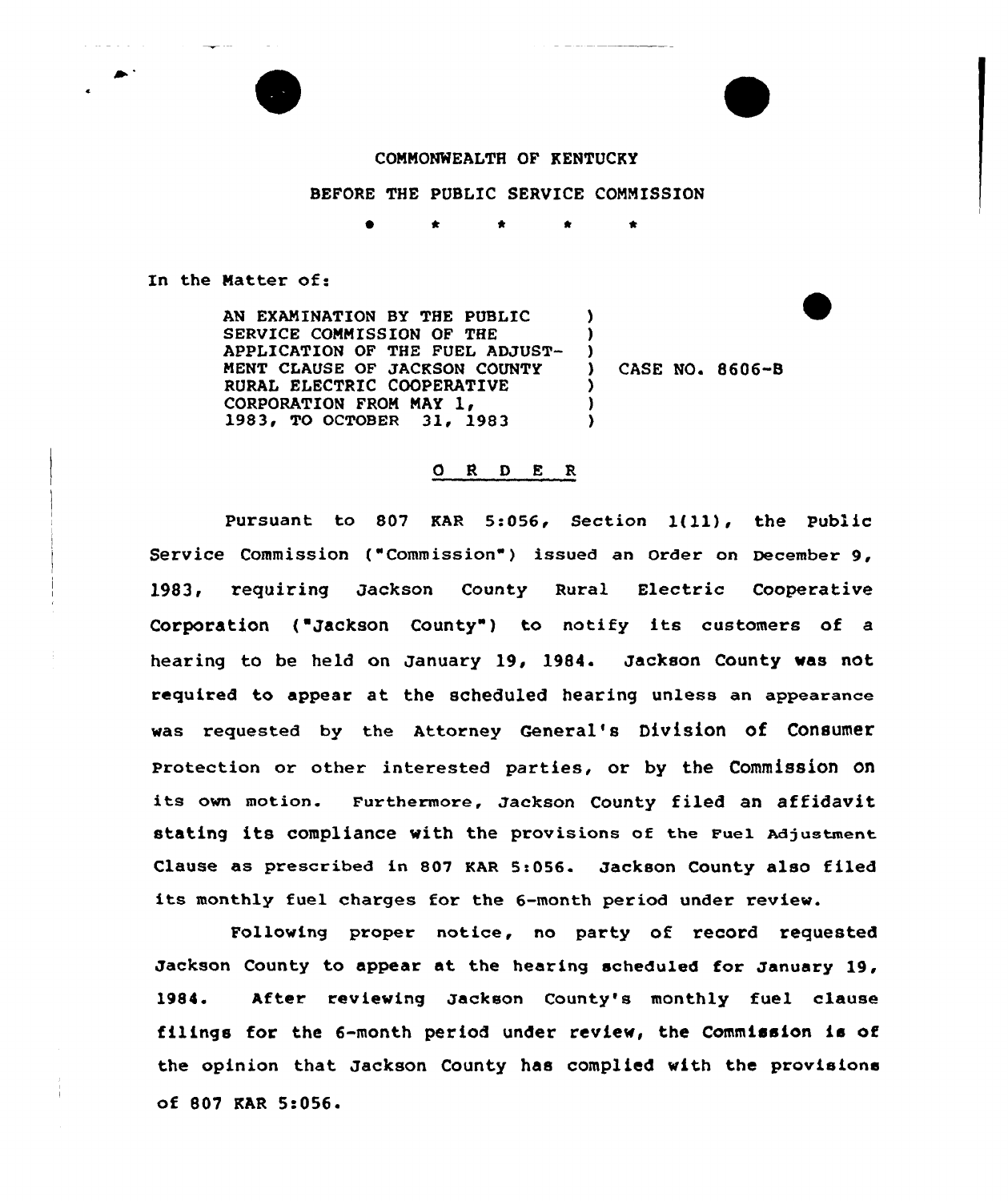COMMONWEALTH OF KENTUCKY

BEFORE THE PUBLIC SERVICE COMMISSION

\* \* \* \* \*

In the Matter of:

AN EXAMINATION BY THE PUBLIC SERVICE COMMISSION OF THE APPLICATION OF THE FUEL ADJUSTMENT CLAUSE OF JACKSON COUNTY RURAL ELECTRIC COOPERATIVE CORPORATION FROM MAY 1, 1983, TO OCTOBER 31, 1983 ) CASE NO. 8606-B

O R D E R

Pursuant to 807 KAR 5:056, Section 1(11), the Public Service Commission ("Commission") issued an Order on December 9, 1983, requiring Jackson County Rural Electric Cooperative Corporation ("Jackson County") to notify its customers of a hearing to be held on January 19, 1984. Jackson County was not required to appear at the scheduled hearing unless an appearance was requested by the Attorney General's Division of Consumer Protection or other interested parties, or by the Commission on its own motion. Furthermore, Jackson County filed an affidavit stating its compliance with the provisions of the Fuel Adjustment Clause as prescribed in 807 KAR 5:056. Jackson County also filed its monthly fuel charges for the 6-month period under review.

Following proper notice, no party of record requested Jackson County to appear at the hearing scheduled for January 19, 1984. After reviewing Jackson County's monthly fuel clause filings for the 6-month period under review, the Commission is of the opinion that Jackson County has complied with the provisions of 807 KAR 5:056.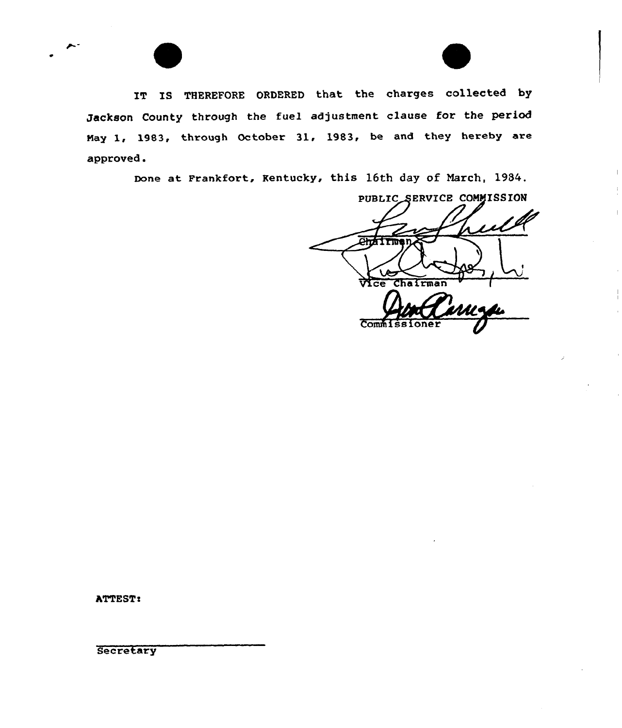IT IS THEREFORE ORDERED that the charges collected by Jackson County through the fuel adjustment clause for the period May 1, 1983, through October 31, 1983, be and they hereby are approved.

Done at Frankfort, Kentucky, this 16th day of March, 1984.

PUBLIC SERVICE COMMISSION

Chairman

Vice Chairman

Commissioner

ATTEST:

Secretary